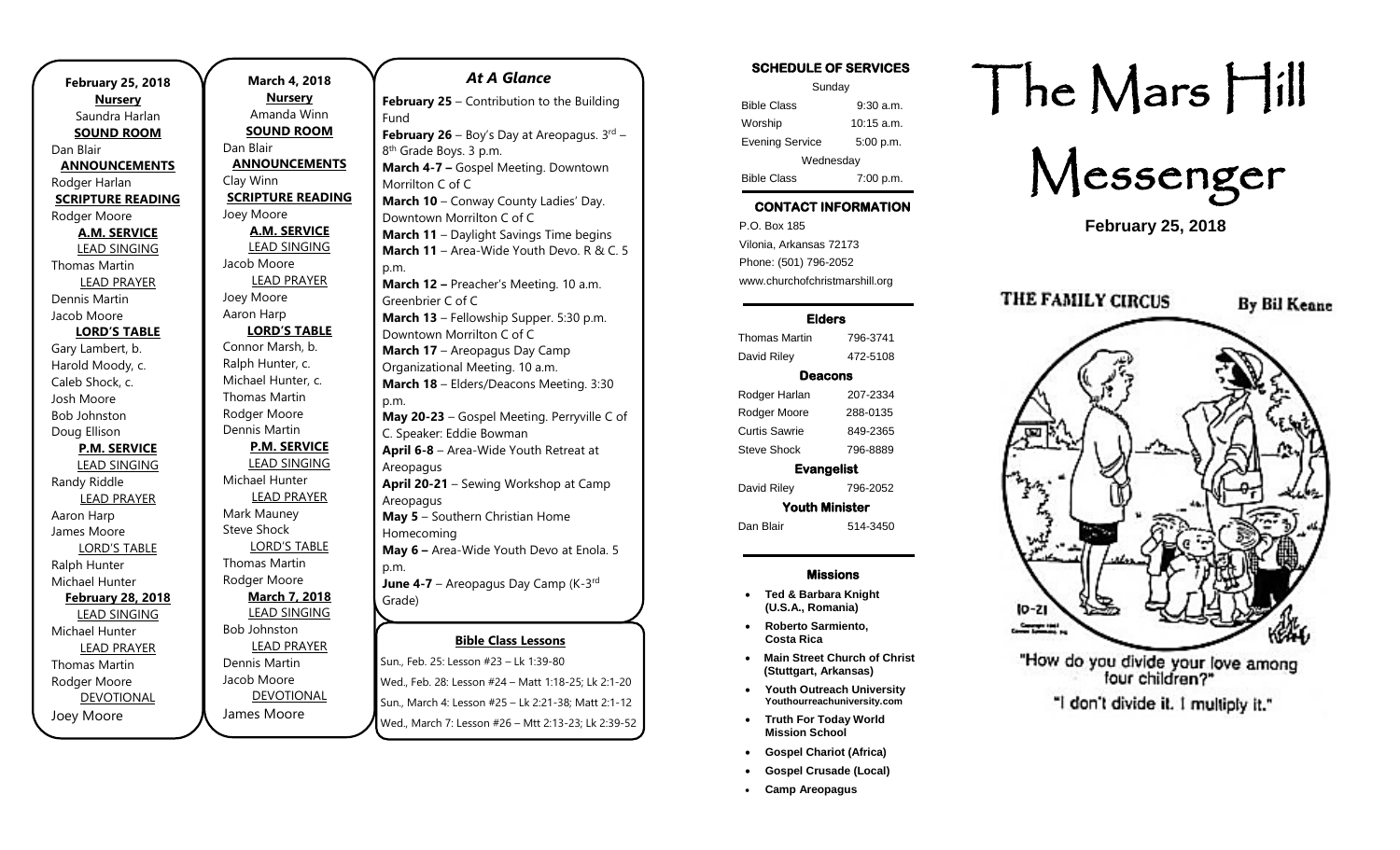**February 25, 2018**

**Nursery**
Saundra Harlan

**SOUND ROOM**
Dan Blair

**ANNOUNCEMENTS**
Rodger Harlan

**SCRIPTURE READING**
Rodger Moore

**A.M. SERVICE**

LEAD SINGING
Thomas Martin

LEAD PRAYER
Dennis Martin
Jacob Moore

**LORD'S TABLE**
Gary Lambert, b.
Harold Moody, c.
Caleb Shock, c.
Josh Moore
Bob Johnston
Doug Ellison

**P.M. SERVICE**

LEAD SINGING
Randy Riddle

LEAD PRAYER
Aaron Harp
James Moore

LORD'S TABLE
Ralph Hunter
Michael Hunter

**February 28, 2018**

LEAD SINGING
Michael Hunter

LEAD PRAYER
Thomas Martin
Rodger Moore

DEVOTIONAL
Joey Moore

**March 4, 2018**

**Nursery**
Amanda Winn

**SOUND ROOM**
Dan Blair

**ANNOUNCEMENTS**
Clay Winn

**SCRIPTURE READING**
Joey Moore

**A.M. SERVICE**

LEAD SINGING
Jacob Moore

LEAD PRAYER
Joey Moore
Aaron Harp

**LORD'S TABLE**
Connor Marsh, b.
Ralph Hunter, c.
Michael Hunter, c.
Thomas Martin
Rodger Moore
Dennis Martin

**P.M. SERVICE**

LEAD SINGING
Michael Hunter

LEAD PRAYER
Mark Mauney
Steve Shock

LORD'S TABLE
Thomas Martin
Rodger Moore

**March 7, 2018**

LEAD SINGING
Bob Johnston

LEAD PRAYER
Dennis Martin
Jacob Moore

DEVOTIONAL
James Moore

## *At A Glance*

**February 25** – Contribution to the Building Fund
**February 26** – Boy's Day at Areopagus. 3rd – 8th Grade Boys. 3 p.m.
**March 4-7 –** Gospel Meeting. Downtown Morrilton C of C
**March 10** – Conway County Ladies' Day. Downtown Morrilton C of C
**March 11** – Daylight Savings Time begins
**March 11** – Area-Wide Youth Devo. R & C. 5 p.m.
**March 12 –** Preacher's Meeting. 10 a.m. Greenbrier C of C
**March 13** – Fellowship Supper. 5:30 p.m. Downtown Morrilton C of C
**March 17** – Areopagus Day Camp Organizational Meeting. 10 a.m.
**March 18** – Elders/Deacons Meeting. 3:30 p.m.
**May 20-23** – Gospel Meeting. Perryville C of C. Speaker: Eddie Bowman
**April 6-8** – Area-Wide Youth Retreat at Areopagus
**April 20-21** – Sewing Workshop at Camp Areopagus
**May 5** – Southern Christian Home Homecoming
**May 6 –** Area-Wide Youth Devo at Enola. 5 p.m.
**June 4-7** – Areopagus Day Camp (K-3rd Grade)

**Bible Class Lessons**

Sun., Feb. 25: Lesson #23 – Lk 1:39-80
Wed., Feb. 28: Lesson #24 – Matt 1:18-25; Lk 2:1-20
Sun., March 4: Lesson #25 – Lk 2:21-38; Matt 2:1-12
Wed., March 7: Lesson #26 – Mtt 2:13-23; Lk 2:39-52

**SCHEDULE OF SERVICES**

Sunday

| | |
|---|---|
| Bible Class | 9:30 a.m. |
| Worship | 10:15 a.m. |
| Evening Service | 5:00 p.m. |

Wednesday

| | |
|---|---|
| Bible Class | 7:00 p.m. |

**CONTACT INFORMATION**

P.O. Box 185
Vilonia, Arkansas 72173
Phone: (501) 796-2052
www.churchofchristmarshill.org

**Elders**

| | |
|---|---|
| Thomas Martin | 796-3741 |
| David Riley | 472-5108 |

**Deacons**

| | |
|---|---|
| Rodger Harlan | 207-2334 |
| Rodger Moore | 288-0135 |
| Curtis Sawrie | 849-2365 |
| Steve Shock | 796-8889 |

**Evangelist**

| | |
|---|---|
| David Riley | 796-2052 |

**Youth Minister**

| | |
|---|---|
| Dan Blair | 514-3450 |

**Missions**

- **Ted & Barbara Knight (U.S.A., Romania)**
- **Roberto Sarmiento, Costa Rica**
- **Main Street Church of Christ (Stuttgart, Arkansas)**
- **Youth Outreach University** Youthourreachuniversity.com
- **Truth For Today World Mission School**
- **Gospel Chariot (Africa)**
- **Gospel Crusade (Local)**
- **Camp Areopagus**

# The Mars Hill Messenger

**February 25, 2018**

THE FAMILY CIRCUS By Bil Keane

"How do you divide your love among four children?"
"I don't divide it. I multiply it."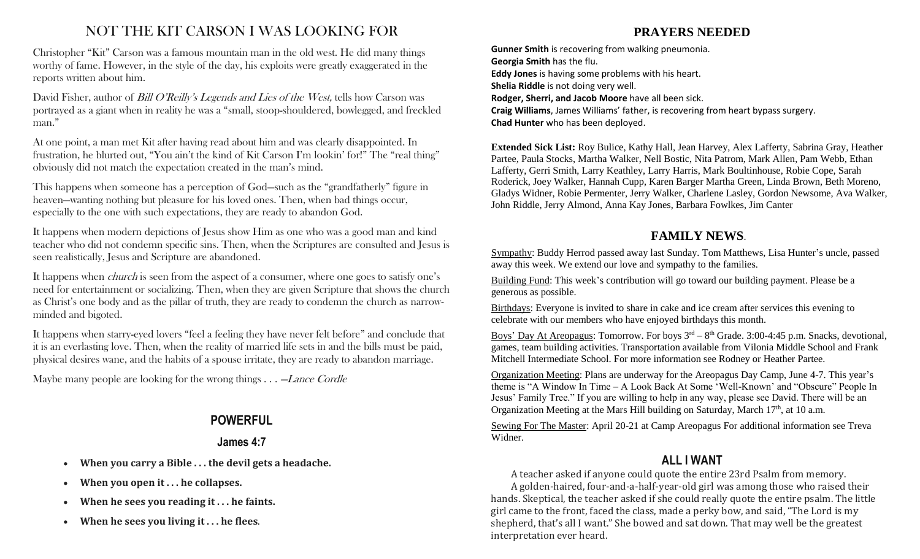# NOT THE KIT CARSON I WAS LOOKING FOR

Christopher "Kit" Carson was a famous mountain man in the old west. He did many things worthy of fame. However, in the style of the day, his exploits were greatly exaggerated in the reports written about him.

David Fisher, author of *Bill O'Reilly's Legends and Lies of the West,* tells how Carson was portrayed as a giant when in reality he was a "small, stoop-shouldered, bowlegged, and freckled man."

At one point, a man met Kit after having read about him and was clearly disappointed. In frustration, he blurted out, "You ain't the kind of Kit Carson I'm lookin' for!" The "real thing" obviously did not match the expectation created in the man's mind.

This happens when someone has a perception of God—such as the "grandfatherly" figure in heaven—wanting nothing but pleasure for his loved ones. Then, when bad things occur, especially to the one with such expectations, they are ready to abandon God.

It happens when modern depictions of Jesus show Him as one who was a good man and kind teacher who did not condemn specific sins. Then, when the Scriptures are consulted and Jesus is seen realistically, Jesus and Scripture are abandoned.

It happens when *church* is seen from the aspect of a consumer, where one goes to satisfy one's need for entertainment or socializing. Then, when they are given Scripture that shows the church as Christ's one body and as the pillar of truth, they are ready to condemn the church as narrow-minded and bigoted.

It happens when starry-eyed lovers "feel a feeling they have never felt before" and conclude that it is an everlasting love. Then, when the reality of married life sets in and the bills must be paid, physical desires wane, and the habits of a spouse irritate, they are ready to abandon marriage.

Maybe many people are looking for the wrong things . . . —*Lance Cordle*

## POWERFUL

### James 4:7

- **When you carry a Bible . . . the devil gets a headache.**
- **When you open it . . . he collapses.**
- **When he sees you reading it . . . he faints.**
- **When he sees you living it . . . he flees**.

## PRAYERS NEEDED

**Gunner Smith** is recovering from walking pneumonia.
**Georgia Smith** has the flu.
**Eddy Jones** is having some problems with his heart.
**Shelia Riddle** is not doing very well.
**Rodger, Sherri, and Jacob Moore** have all been sick.
**Craig Williams**, James Williams' father, is recovering from heart bypass surgery.
**Chad Hunter** who has been deployed.

**Extended Sick List:** Roy Bulice, Kathy Hall, Jean Harvey, Alex Lafferty, Sabrina Gray, Heather Partee, Paula Stocks, Martha Walker, Nell Bostic, Nita Patrom, Mark Allen, Pam Webb, Ethan Lafferty, Gerri Smith, Larry Keathley, Larry Harris, Mark Boultinhouse, Robie Cope, Sarah Roderick, Joey Walker, Hannah Cupp, Karen Barger Martha Green, Linda Brown, Beth Moreno, Gladys Widner, Robie Permenter, Jerry Walker, Charlene Lasley, Gordon Newsome, Ava Walker, John Riddle, Jerry Almond, Anna Kay Jones, Barbara Fowlkes, Jim Canter

## FAMILY NEWS.

Sympathy: Buddy Herrod passed away last Sunday. Tom Matthews, Lisa Hunter's uncle, passed away this week. We extend our love and sympathy to the families.

Building Fund: This week's contribution will go toward our building payment. Please be a generous as possible.

Birthdays: Everyone is invited to share in cake and ice cream after services this evening to celebrate with our members who have enjoyed birthdays this month.

Boys' Day At Areopagus: Tomorrow. For boys 3rd – 8th Grade. 3:00-4:45 p.m. Snacks, devotional, games, team building activities. Transportation available from Vilonia Middle School and Frank Mitchell Intermediate School. For more information see Rodney or Heather Partee.

Organization Meeting: Plans are underway for the Areopagus Day Camp, June 4-7. This year's theme is "A Window In Time – A Look Back At Some 'Well-Known' and "Obscure" People In Jesus' Family Tree." If you are willing to help in any way, please see David. There will be an Organization Meeting at the Mars Hill building on Saturday, March 17th, at 10 a.m.

Sewing For The Master: April 20-21 at Camp Areopagus For additional information see Treva Widner.

## ALL I WANT

A teacher asked if anyone could quote the entire 23rd Psalm from memory.

A golden-haired, four-and-a-half-year-old girl was among those who raised their hands. Skeptical, the teacher asked if she could really quote the entire psalm. The little girl came to the front, faced the class, made a perky bow, and said, "The Lord is my shepherd, that's all I want." She bowed and sat down. That may well be the greatest interpretation ever heard.